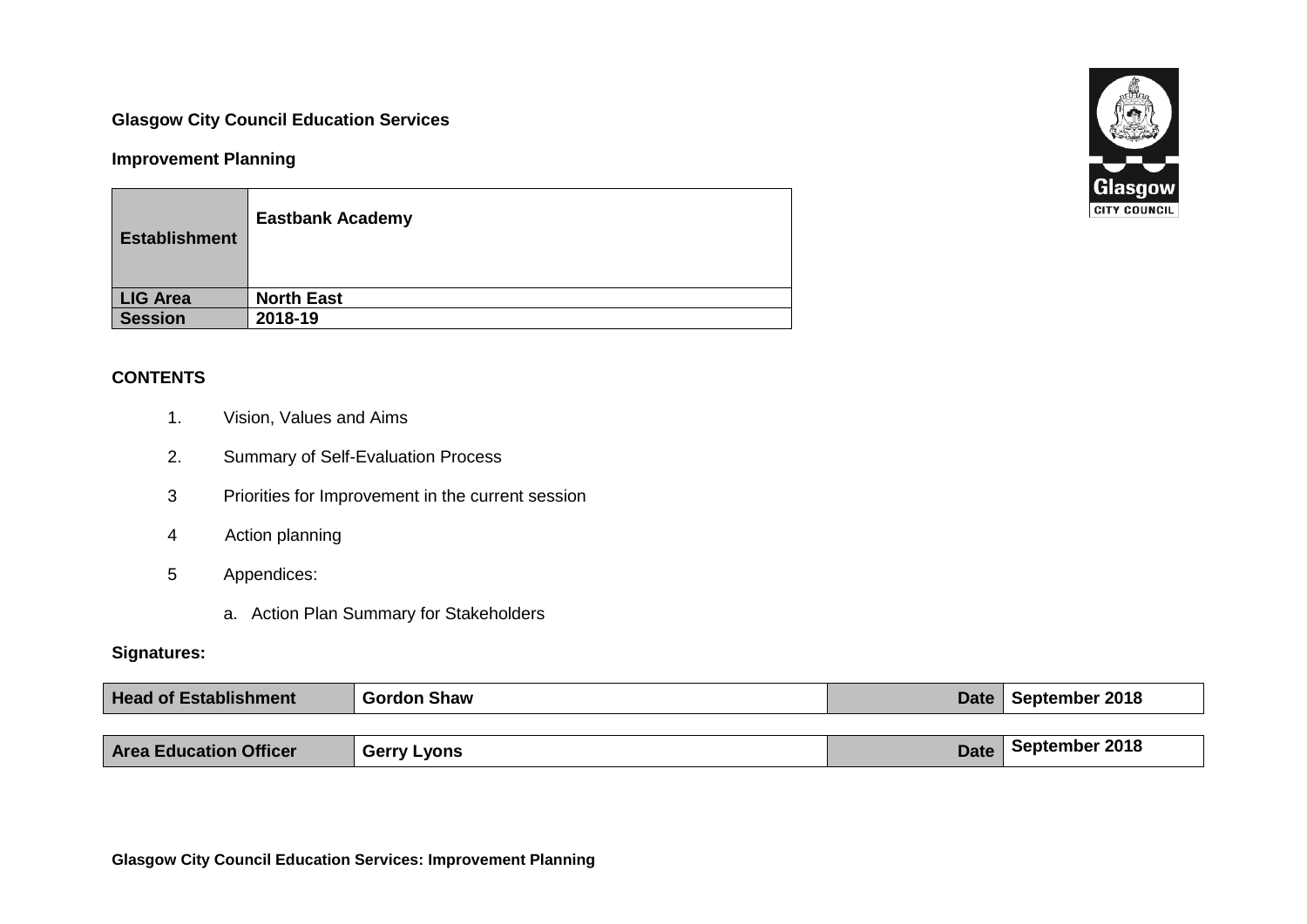**Glasgow City Council Education Services**

**Improvement Planning**

| **Establishment** | **Eastbank Academy** |
|---|---|
| **LIG Area** | **North East** |
| **Session** | **2018-19** |

**CONTENTS**

1. Vision, Values and Aims
2. Summary of Self-Evaluation Process
3. Priorities for Improvement in the current session
4. Action planning
5. Appendices:
   a. Action Plan Summary for Stakeholders

**Signatures:**

| **Head of Establishment** | **Gordon Shaw** | **Date** | **September 2018** |
|---|---|---|---|
| **Area Education Officer** | **Gerry Lyons** | **Date** | **September 2018** |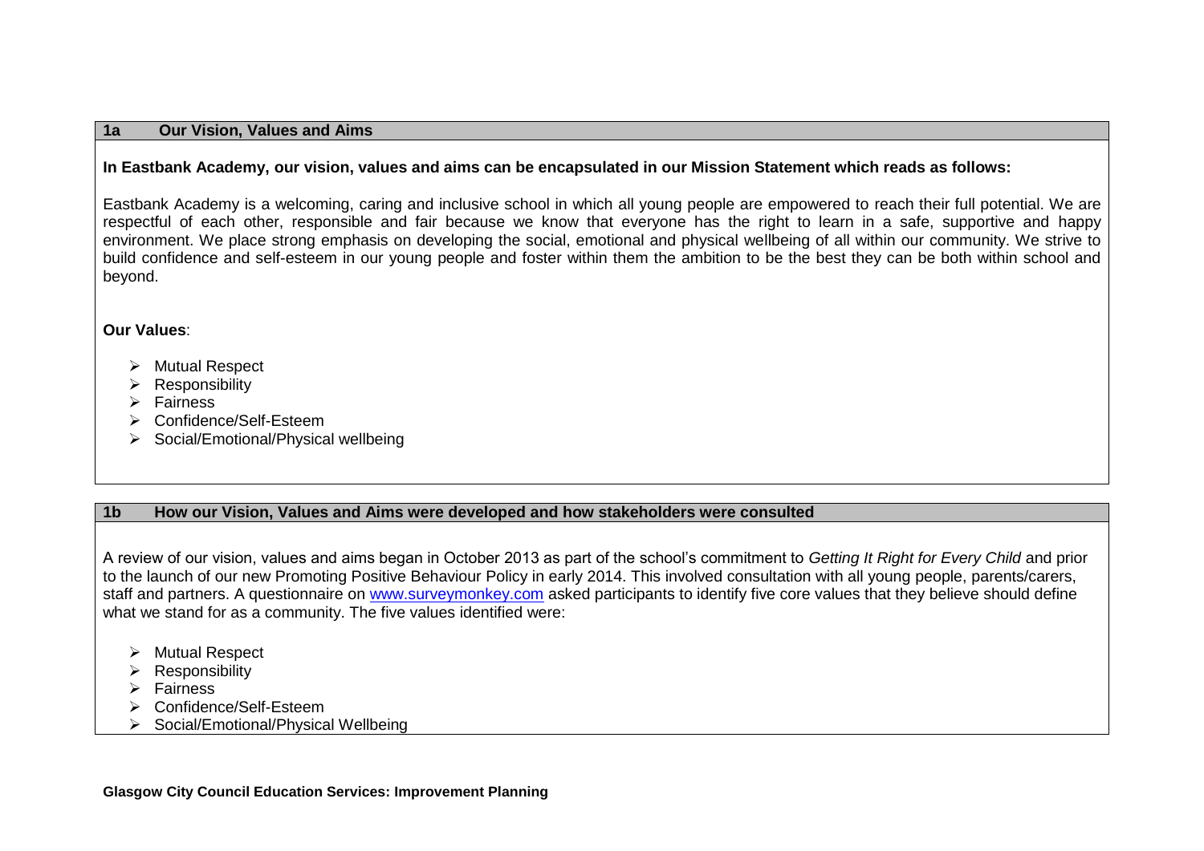## 1a Our Vision, Values and Aims

**In Eastbank Academy, our vision, values and aims can be encapsulated in our Mission Statement which reads as follows:**

Eastbank Academy is a welcoming, caring and inclusive school in which all young people are empowered to reach their full potential. We are respectful of each other, responsible and fair because we know that everyone has the right to learn in a safe, supportive and happy environment. We place strong emphasis on developing the social, emotional and physical wellbeing of all within our community. We strive to build confidence and self-esteem in our young people and foster within them the ambition to be the best they can be both within school and beyond.

**Our Values**:

- Mutual Respect
- Responsibility
- Fairness
- Confidence/Self-Esteem
- Social/Emotional/Physical wellbeing

## 1b How our Vision, Values and Aims were developed and how stakeholders were consulted

A review of our vision, values and aims began in October 2013 as part of the school's commitment to *Getting It Right for Every Child* and prior to the launch of our new Promoting Positive Behaviour Policy in early 2014. This involved consultation with all young people, parents/carers, staff and partners. A questionnaire on [www.surveymonkey.com](http://www.surveymonkey.com) asked participants to identify five core values that they believe should define what we stand for as a community. The five values identified were:

- Mutual Respect
- Responsibility
- Fairness
- Confidence/Self-Esteem
- Social/Emotional/Physical Wellbeing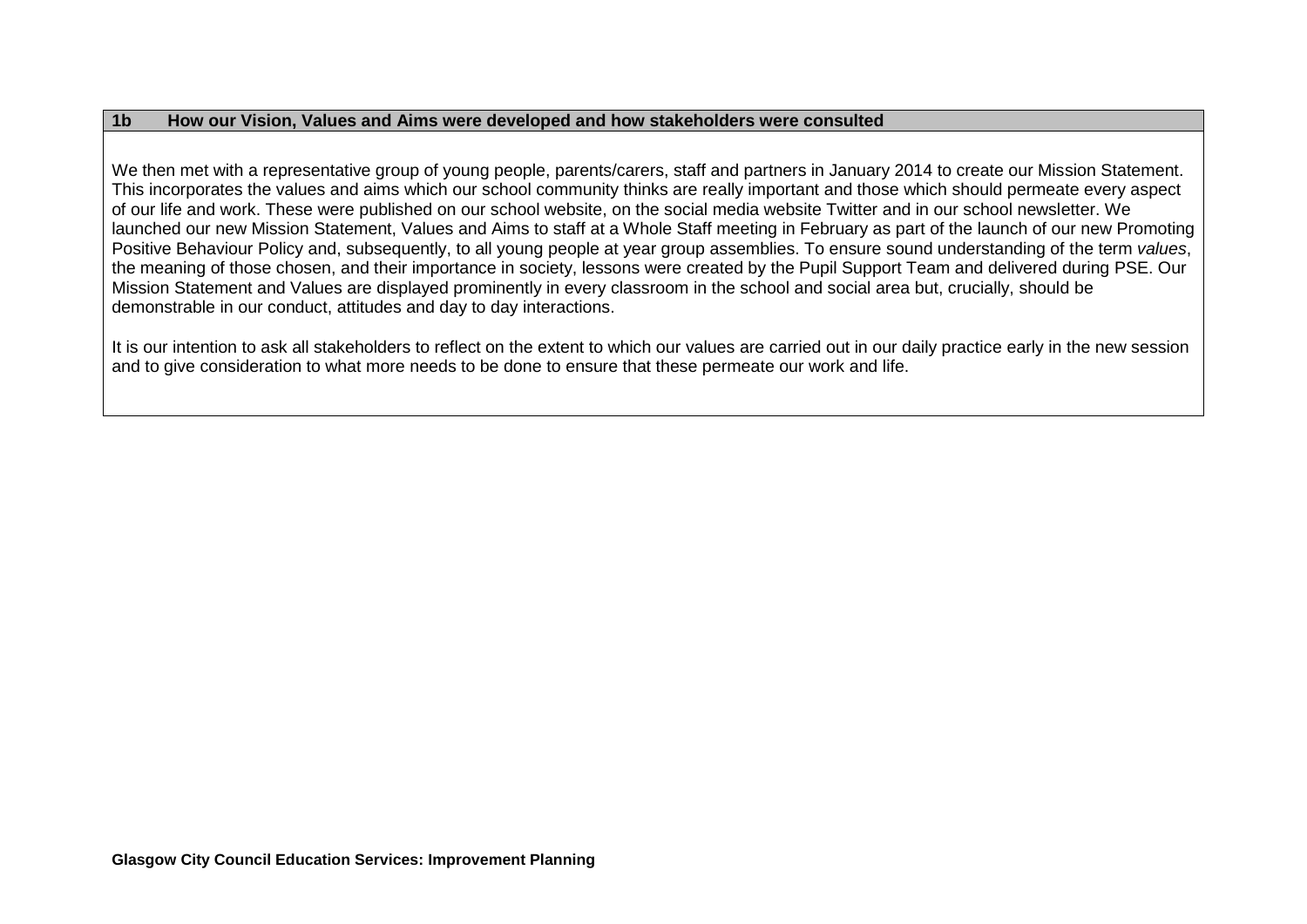## 1b How our Vision, Values and Aims were developed and how stakeholders were consulted

We then met with a representative group of young people, parents/carers, staff and partners in January 2014 to create our Mission Statement. This incorporates the values and aims which our school community thinks are really important and those which should permeate every aspect of our life and work. These were published on our school website, on the social media website Twitter and in our school newsletter. We launched our new Mission Statement, Values and Aims to staff at a Whole Staff meeting in February as part of the launch of our new Promoting Positive Behaviour Policy and, subsequently, to all young people at year group assemblies. To ensure sound understanding of the term *values*, the meaning of those chosen, and their importance in society, lessons were created by the Pupil Support Team and delivered during PSE. Our Mission Statement and Values are displayed prominently in every classroom in the school and social area but, crucially, should be demonstrable in our conduct, attitudes and day to day interactions.

It is our intention to ask all stakeholders to reflect on the extent to which our values are carried out in our daily practice early in the new session and to give consideration to what more needs to be done to ensure that these permeate our work and life.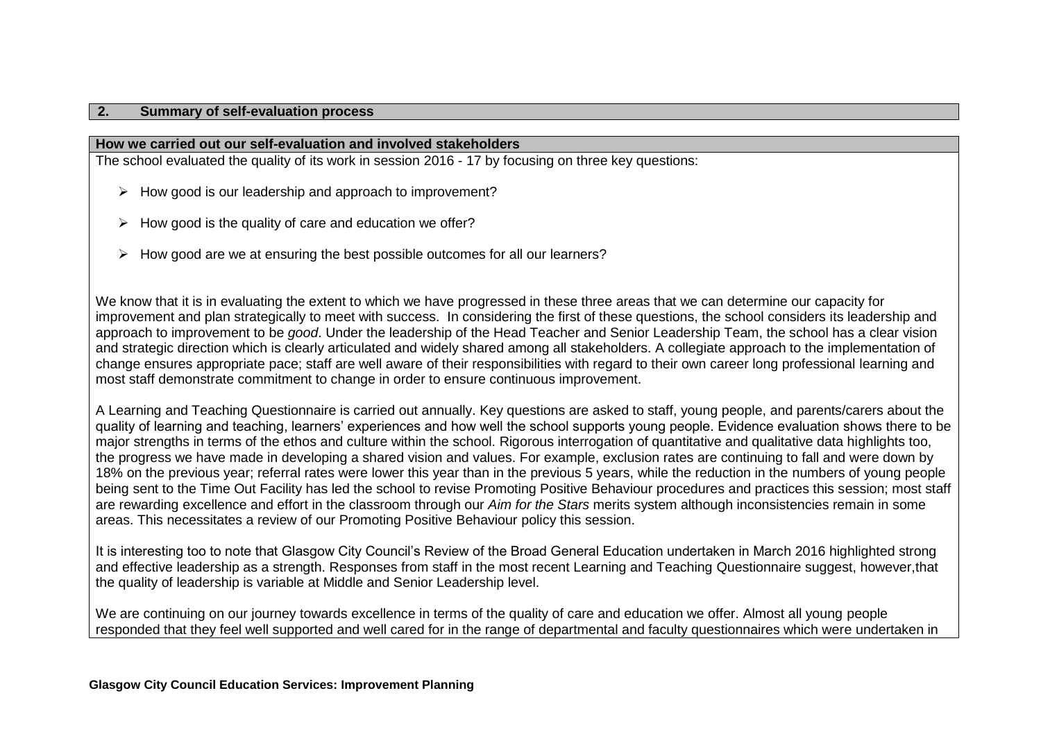## 2. Summary of self-evaluation process

### How we carried out our self-evaluation and involved stakeholders

The school evaluated the quality of its work in session 2016 - 17 by focusing on three key questions:

- How good is our leadership and approach to improvement?
- How good is the quality of care and education we offer?
- How good are we at ensuring the best possible outcomes for all our learners?

We know that it is in evaluating the extent to which we have progressed in these three areas that we can determine our capacity for improvement and plan strategically to meet with success. In considering the first of these questions, the school considers its leadership and approach to improvement to be *good*. Under the leadership of the Head Teacher and Senior Leadership Team, the school has a clear vision and strategic direction which is clearly articulated and widely shared among all stakeholders. A collegiate approach to the implementation of change ensures appropriate pace; staff are well aware of their responsibilities with regard to their own career long professional learning and most staff demonstrate commitment to change in order to ensure continuous improvement.

A Learning and Teaching Questionnaire is carried out annually. Key questions are asked to staff, young people, and parents/carers about the quality of learning and teaching, learners' experiences and how well the school supports young people. Evidence evaluation shows there to be major strengths in terms of the ethos and culture within the school. Rigorous interrogation of quantitative and qualitative data highlights too, the progress we have made in developing a shared vision and values. For example, exclusion rates are continuing to fall and were down by 18% on the previous year; referral rates were lower this year than in the previous 5 years, while the reduction in the numbers of young people being sent to the Time Out Facility has led the school to revise Promoting Positive Behaviour procedures and practices this session; most staff are rewarding excellence and effort in the classroom through our *Aim for the Stars* merits system although inconsistencies remain in some areas. This necessitates a review of our Promoting Positive Behaviour policy this session.

It is interesting too to note that Glasgow City Council's Review of the Broad General Education undertaken in March 2016 highlighted strong and effective leadership as a strength. Responses from staff in the most recent Learning and Teaching Questionnaire suggest, however,that the quality of leadership is variable at Middle and Senior Leadership level.

We are continuing on our journey towards excellence in terms of the quality of care and education we offer. Almost all young people responded that they feel well supported and well cared for in the range of departmental and faculty questionnaires which were undertaken in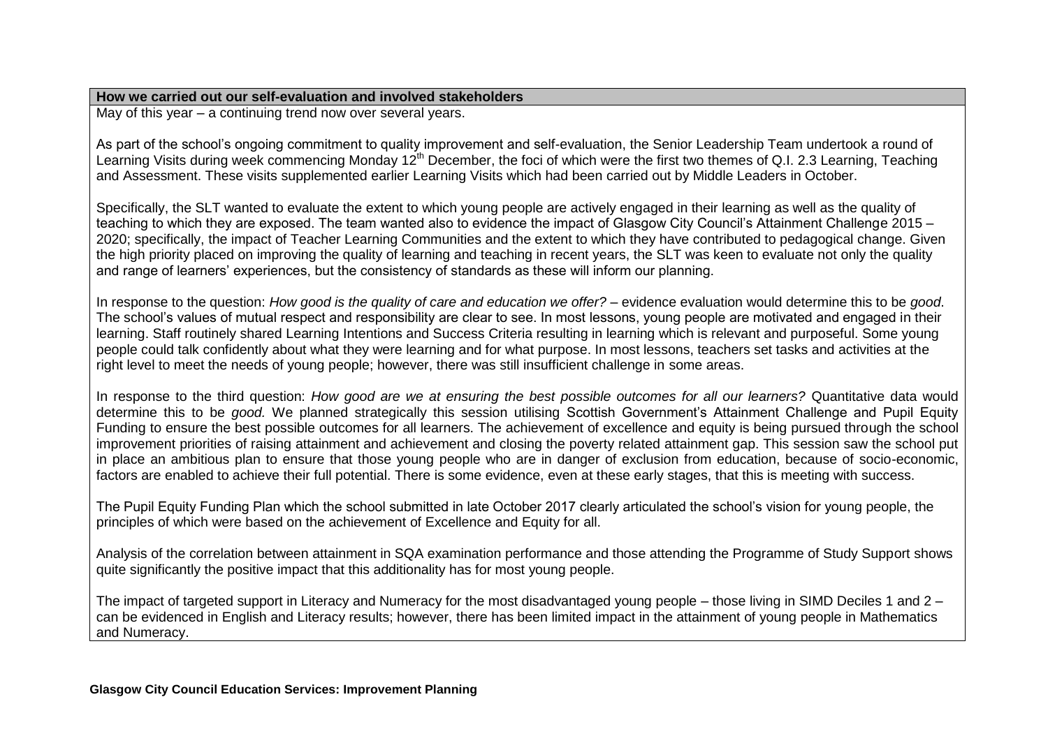**How we carried out our self-evaluation and involved stakeholders**

May of this year – a continuing trend now over several years.

As part of the school's ongoing commitment to quality improvement and self-evaluation, the Senior Leadership Team undertook a round of Learning Visits during week commencing Monday 12th December, the foci of which were the first two themes of Q.I. 2.3 Learning, Teaching and Assessment. These visits supplemented earlier Learning Visits which had been carried out by Middle Leaders in October.

Specifically, the SLT wanted to evaluate the extent to which young people are actively engaged in their learning as well as the quality of teaching to which they are exposed. The team wanted also to evidence the impact of Glasgow City Council's Attainment Challenge 2015 – 2020; specifically, the impact of Teacher Learning Communities and the extent to which they have contributed to pedagogical change. Given the high priority placed on improving the quality of learning and teaching in recent years, the SLT was keen to evaluate not only the quality and range of learners' experiences, but the consistency of standards as these will inform our planning.

In response to the question: *How good is the quality of care and education we offer?* – evidence evaluation would determine this to be *good*. The school's values of mutual respect and responsibility are clear to see. In most lessons, young people are motivated and engaged in their learning. Staff routinely shared Learning Intentions and Success Criteria resulting in learning which is relevant and purposeful. Some young people could talk confidently about what they were learning and for what purpose. In most lessons, teachers set tasks and activities at the right level to meet the needs of young people; however, there was still insufficient challenge in some areas.

In response to the third question: *How good are we at ensuring the best possible outcomes for all our learners?* Quantitative data would determine this to be *good.* We planned strategically this session utilising Scottish Government's Attainment Challenge and Pupil Equity Funding to ensure the best possible outcomes for all learners. The achievement of excellence and equity is being pursued through the school improvement priorities of raising attainment and achievement and closing the poverty related attainment gap. This session saw the school put in place an ambitious plan to ensure that those young people who are in danger of exclusion from education, because of socio-economic, factors are enabled to achieve their full potential. There is some evidence, even at these early stages, that this is meeting with success.

The Pupil Equity Funding Plan which the school submitted in late October 2017 clearly articulated the school's vision for young people, the principles of which were based on the achievement of Excellence and Equity for all.

Analysis of the correlation between attainment in SQA examination performance and those attending the Programme of Study Support shows quite significantly the positive impact that this additionality has for most young people.

The impact of targeted support in Literacy and Numeracy for the most disadvantaged young people – those living in SIMD Deciles 1 and 2 – can be evidenced in English and Literacy results; however, there has been limited impact in the attainment of young people in Mathematics and Numeracy.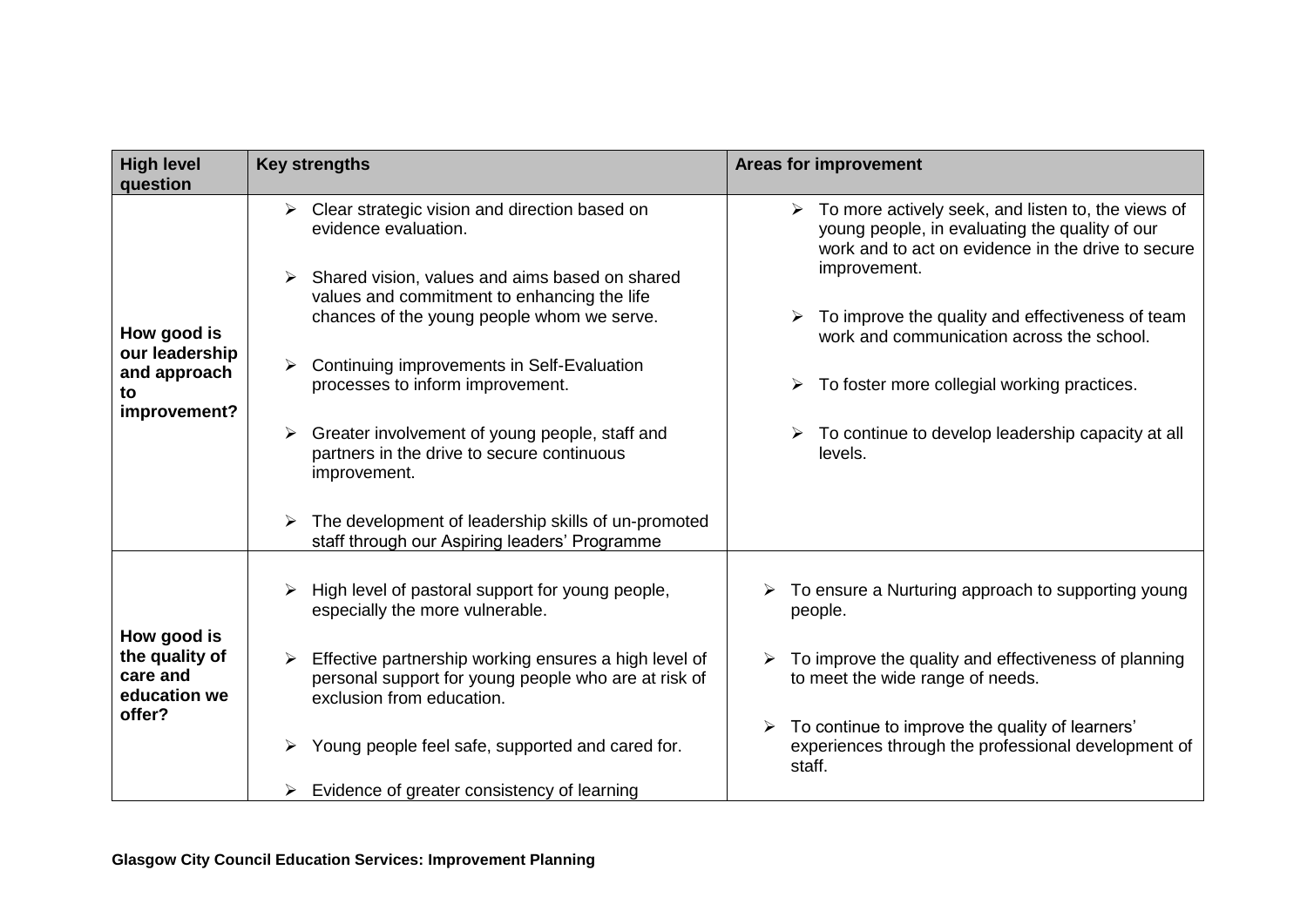| High level question | Key strengths | Areas for improvement |
|---|---|---|
| How good is our leadership and approach to improvement? | ➢ Clear strategic vision and direction based on evidence evaluation.<br><br>➢ Shared vision, values and aims based on shared values and commitment to enhancing the life chances of the young people whom we serve.<br><br>➢ Continuing improvements in Self-Evaluation processes to inform improvement.<br><br>➢ Greater involvement of young people, staff and partners in the drive to secure continuous improvement.<br><br>➢ The development of leadership skills of un-promoted staff through our Aspiring leaders' Programme | ➢ To more actively seek, and listen to, the views of young people, in evaluating the quality of our work and to act on evidence in the drive to secure improvement.<br><br>➢ To improve the quality and effectiveness of team work and communication across the school.<br><br>➢ To foster more collegial working practices.<br><br>➢ To continue to develop leadership capacity at all levels. |
| How good is the quality of care and education we offer? | ➢ High level of pastoral support for young people, especially the more vulnerable.<br><br>➢ Effective partnership working ensures a high level of personal support for young people who are at risk of exclusion from education.<br><br>➢ Young people feel safe, supported and cared for.<br><br>➢ Evidence of greater consistency of learning | ➢ To ensure a Nurturing approach to supporting young people.<br><br>➢ To improve the quality and effectiveness of planning to meet the wide range of needs.<br><br>➢ To continue to improve the quality of learners' experiences through the professional development of staff. |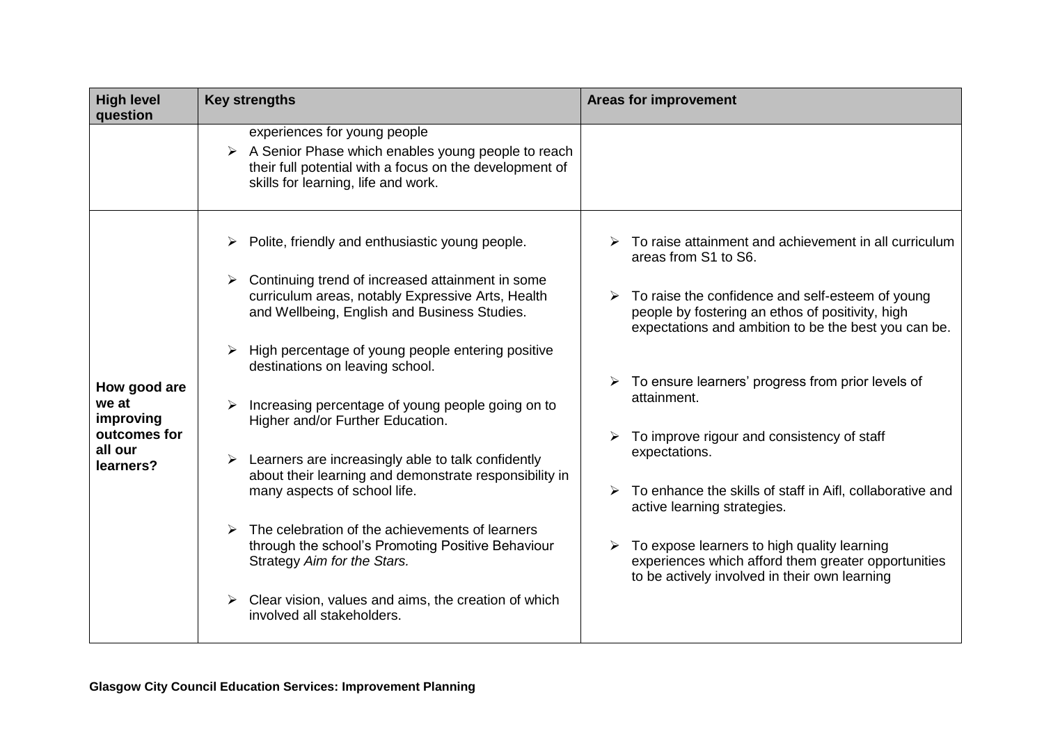| High level question | Key strengths | Areas for improvement |
|---|---|---|
| | experiences for young people<br>➢ A Senior Phase which enables young people to reach their full potential with a focus on the development of skills for learning, life and work. | |
| **How good are we at improving outcomes for all our learners?** | ➢ Polite, friendly and enthusiastic young people.<br>➢ Continuing trend of increased attainment in some curriculum areas, notably Expressive Arts, Health and Wellbeing, English and Business Studies.<br>➢ High percentage of young people entering positive destinations on leaving school.<br>➢ Increasing percentage of young people going on to Higher and/or Further Education.<br>➢ Learners are increasingly able to talk confidently about their learning and demonstrate responsibility in many aspects of school life.<br>➢ The celebration of the achievements of learners through the school's Promoting Positive Behaviour Strategy *Aim for the Stars.*<br>➢ Clear vision, values and aims, the creation of which involved all stakeholders. | ➢ To raise attainment and achievement in all curriculum areas from S1 to S6.<br>➢ To raise the confidence and self-esteem of young people by fostering an ethos of positivity, high expectations and ambition to be the best you can be.<br>➢ To ensure learners' progress from prior levels of attainment.<br>➢ To improve rigour and consistency of staff expectations.<br>➢ To enhance the skills of staff in Aifl, collaborative and active learning strategies.<br>➢ To expose learners to high quality learning experiences which afford them greater opportunities to be actively involved in their own learning |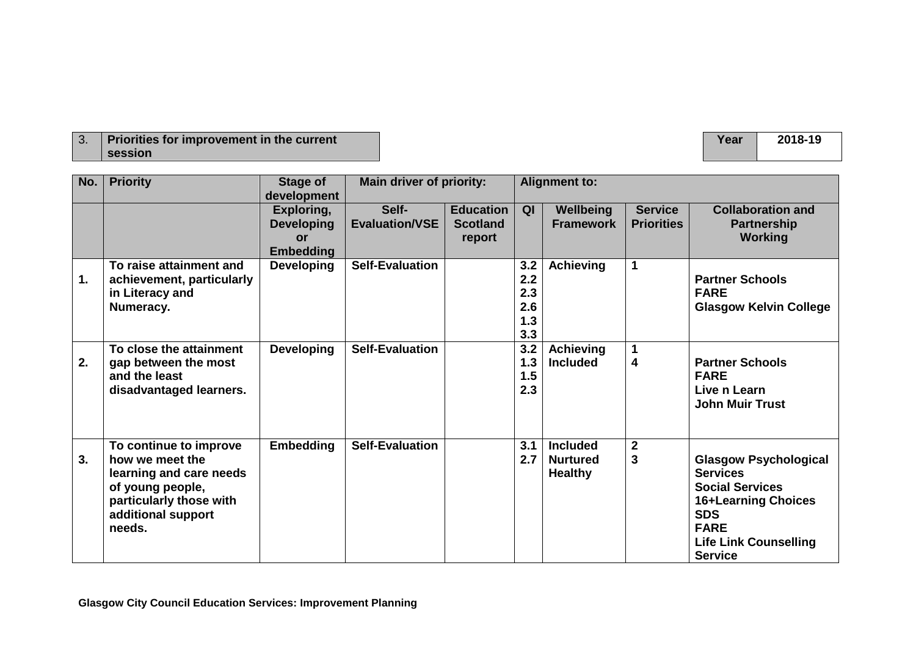| 3. | Priorities for improvement in the current session |
|---|---|

| Year | 2018-19 |
|---|---|

| No. | Priority | Stage of development | Main driver of priority: | | Alignment to: | | | |
|---|---|---|---|---|---|---|---|---|
| | | Exploring, Developing or Embedding | Self-Evaluation/VSE | Education Scotland report | QI | Wellbeing Framework | Service Priorities | Collaboration and Partnership Working |
| 1. | To raise attainment and achievement, particularly in Literacy and Numeracy. | Developing | Self-Evaluation | | 3.2<br>2.2<br>2.3<br>2.6<br>1.3<br>3.3 | Achieving | 1 | Partner Schools<br>FARE<br>Glasgow Kelvin College |
| 2. | To close the attainment gap between the most and the least disadvantaged learners. | Developing | Self-Evaluation | | 3.2<br>1.3<br>1.5<br>2.3 | Achieving<br>Included | 1<br>4 | Partner Schools<br>FARE<br>Live n Learn<br>John Muir Trust |
| 3. | To continue to improve how we meet the learning and care needs of young people, particularly those with additional support needs. | Embedding | Self-Evaluation | | 3.1<br>2.7 | Included<br>Nurtured<br>Healthy | 2<br>3 | Glasgow Psychological Services<br>Social Services<br>16+Learning Choices<br>SDS<br>FARE<br>Life Link Counselling Service |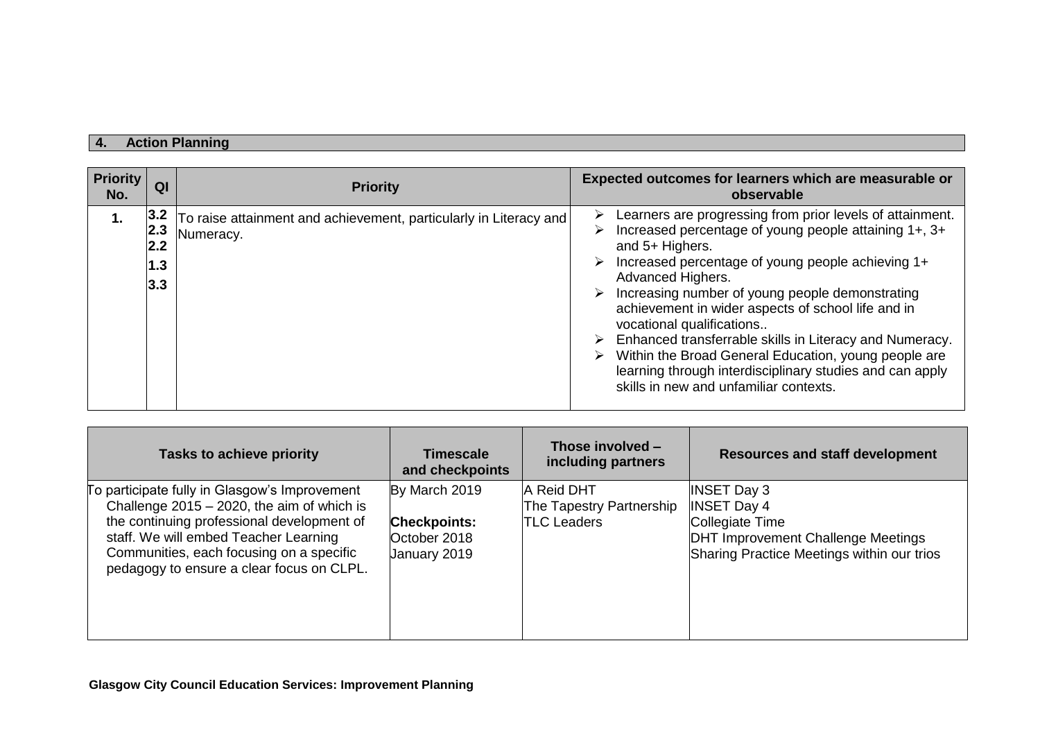## 4. Action Planning

| Priority No. | QI | Priority | Expected outcomes for learners which are measurable or observable |
|---|---|---|---|
| 1. | 3.2<br>2.3<br>2.2<br>1.3<br>3.3 | To raise attainment and achievement, particularly in Literacy and Numeracy. | ➢ Learners are progressing from prior levels of attainment.<br>➢ Increased percentage of young people attaining 1+, 3+ and 5+ Highers.<br>➢ Increased percentage of young people achieving 1+ Advanced Highers.<br>➢ Increasing number of young people demonstrating achievement in wider aspects of school life and in vocational qualifications..<br>➢ Enhanced transferrable skills in Literacy and Numeracy.<br>➢ Within the Broad General Education, young people are learning through interdisciplinary studies and can apply skills in new and unfamiliar contexts. |

| Tasks to achieve priority | Timescale and checkpoints | Those involved – including partners | Resources and staff development |
|---|---|---|---|
| To participate fully in Glasgow's Improvement Challenge 2015 – 2020, the aim of which is the continuing professional development of staff. We will embed Teacher Learning Communities, each focusing on a specific pedagogy to ensure a clear focus on CLPL. | By March 2019<br><br>**Checkpoints:**<br>October 2018<br>January 2019 | A Reid DHT<br>The Tapestry Partnership<br>TLC Leaders | INSET Day 3<br>INSET Day 4<br>Collegiate Time<br>DHT Improvement Challenge Meetings<br>Sharing Practice Meetings within our trios |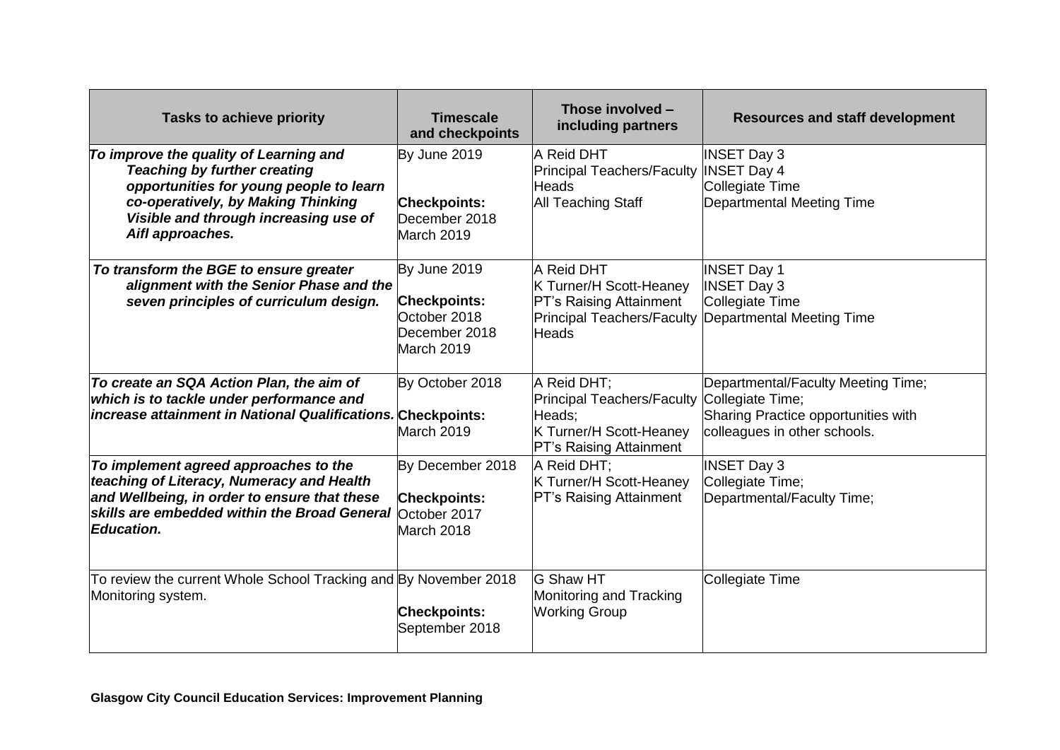| Tasks to achieve priority | Timescale and checkpoints | Those involved – including partners | Resources and staff development |
|---|---|---|---|
| ***To improve the quality of Learning and Teaching by further creating opportunities for young people to learn co-operatively, by Making Thinking Visible and through increasing use of Aifl approaches.*** | By June 2019<br><br>**Checkpoints:**<br>December 2018<br>March 2019 | A Reid DHT<br>Principal Teachers/Faculty Heads<br>All Teaching Staff | INSET Day 3<br>INSET Day 4<br>Collegiate Time<br>Departmental Meeting Time |
| ***To transform the BGE to ensure greater alignment with the Senior Phase and the seven principles of curriculum design.*** | By June 2019<br><br>**Checkpoints:**<br>October 2018<br>December 2018<br>March 2019 | A Reid DHT<br>K Turner/H Scott-Heaney<br>PT's Raising Attainment<br>Principal Teachers/Faculty Heads | INSET Day 1<br>INSET Day 3<br>Collegiate Time<br>Departmental Meeting Time |
| ***To create an SQA Action Plan, the aim of which is to tackle under performance and increase attainment in National Qualifications.*** | By October 2018<br>**Checkpoints:**<br>March 2019 | A Reid DHT;<br>Principal Teachers/Faculty Heads;<br>K Turner/H Scott-Heaney<br>PT's Raising Attainment | Departmental/Faculty Meeting Time;<br>Collegiate Time;<br>Sharing Practice opportunities with colleagues in other schools. |
| ***To implement agreed approaches to the teaching of Literacy, Numeracy and Health and Wellbeing, in order to ensure that these skills are embedded within the Broad General Education.*** | By December 2018<br><br>**Checkpoints:**<br>October 2017<br>March 2018 | A Reid DHT;<br>K Turner/H Scott-Heaney<br>PT's Raising Attainment | INSET Day 3<br>Collegiate Time;<br>Departmental/Faculty Time; |
| To review the current Whole School Tracking and Monitoring system. | By November 2018<br><br>**Checkpoints:**<br>September 2018 | G Shaw HT<br>Monitoring and Tracking Working Group | Collegiate Time |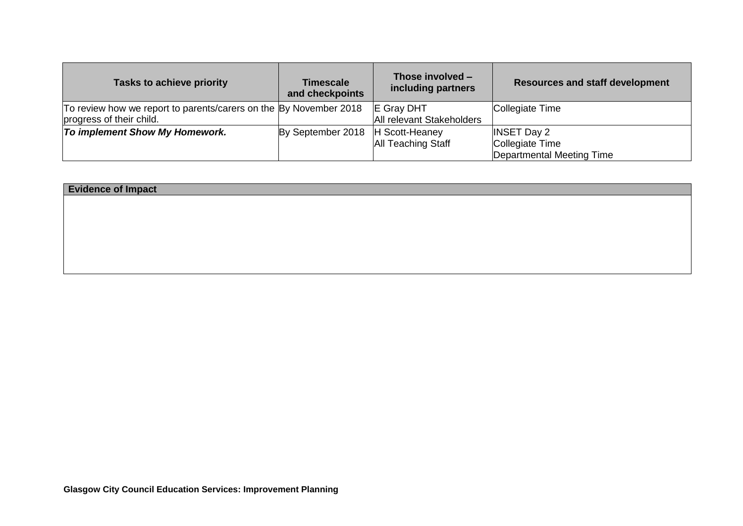| Tasks to achieve priority | Timescale and checkpoints | Those involved – including partners | Resources and staff development |
|---|---|---|---|
| To review how we report to parents/carers on the progress of their child. | By November 2018 | E Gray DHT<br>All relevant Stakeholders | Collegiate Time |
| ***To implement Show My Homework.*** | By September 2018 | H Scott-Heaney<br>All Teaching Staff | INSET Day 2<br>Collegiate Time<br>Departmental Meeting Time |

| Evidence of Impact |
|---|
| |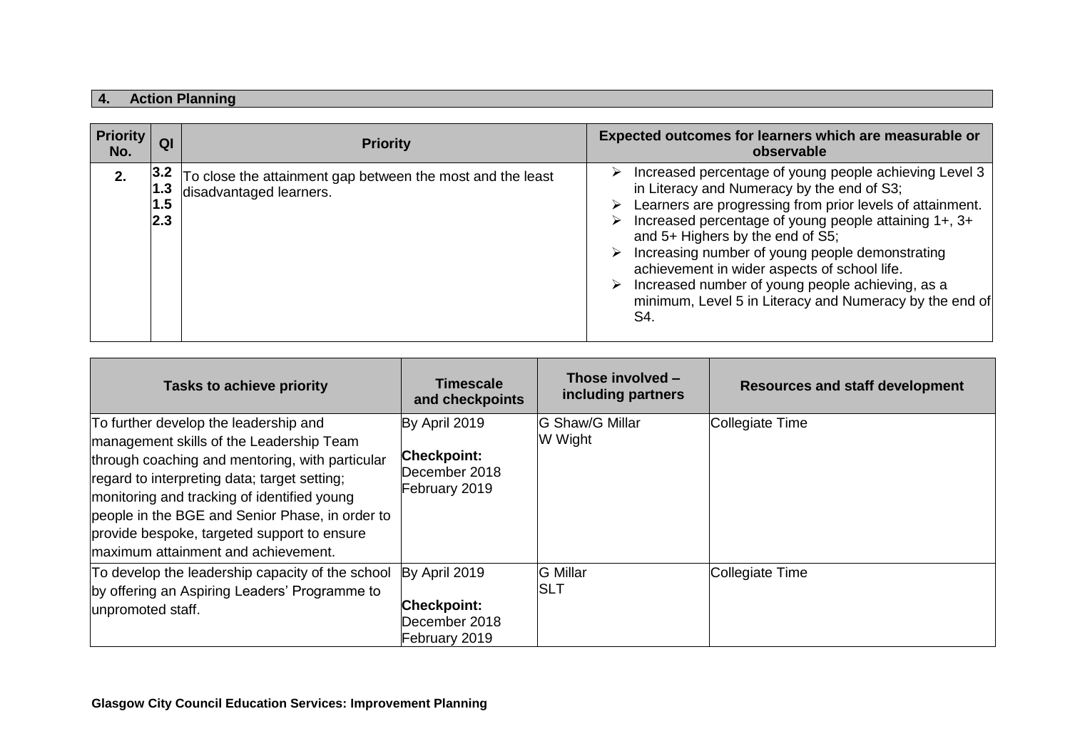## 4. Action Planning

| Priority No. | QI | Priority | Expected outcomes for learners which are measurable or observable |
|---|---|---|---|
| 2. | 3.2<br>1.3<br>1.5<br>2.3 | To close the attainment gap between the most and the least disadvantaged learners. | ➢ Increased percentage of young people achieving Level 3 in Literacy and Numeracy by the end of S3;<br>➢ Learners are progressing from prior levels of attainment.<br>➢ Increased percentage of young people attaining 1+, 3+ and 5+ Highers by the end of S5;<br>➢ Increasing number of young people demonstrating achievement in wider aspects of school life.<br>➢ Increased number of young people achieving, as a minimum, Level 5 in Literacy and Numeracy by the end of S4. |

| Tasks to achieve priority | Timescale and checkpoints | Those involved – including partners | Resources and staff development |
|---|---|---|---|
| To further develop the leadership and management skills of the Leadership Team through coaching and mentoring, with particular regard to interpreting data; target setting; monitoring and tracking of identified young people in the BGE and Senior Phase, in order to provide bespoke, targeted support to ensure maximum attainment and achievement. | By April 2019<br><br>**Checkpoint:**<br>December 2018<br>February 2019 | G Shaw/G Millar<br>W Wight | Collegiate Time |
| To develop the leadership capacity of the school by offering an Aspiring Leaders' Programme to unpromoted staff. | By April 2019<br><br>**Checkpoint:**<br>December 2018<br>February 2019 | G Millar<br>SLT | Collegiate Time |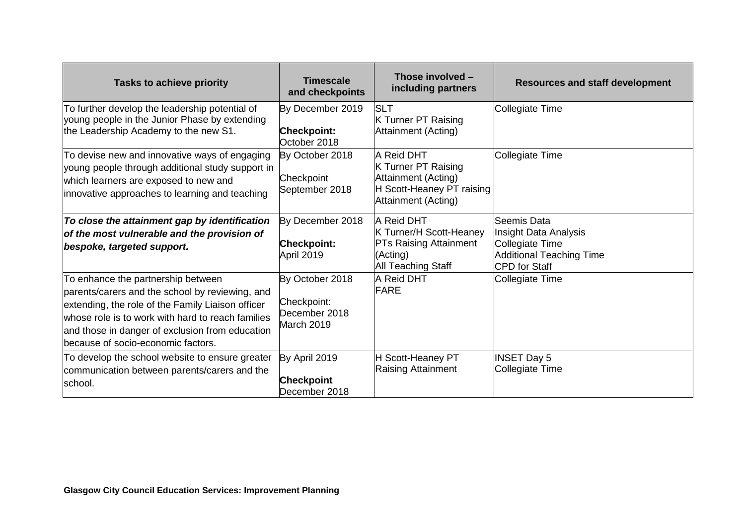| Tasks to achieve priority | Timescale and checkpoints | Those involved – including partners | Resources and staff development |
|---|---|---|---|
| To further develop the leadership potential of young people in the Junior Phase by extending the Leadership Academy to the new S1. | By December 2019<br><br>**Checkpoint:** October 2018 | SLT<br>K Turner PT Raising Attainment (Acting) | Collegiate Time |
| To devise new and innovative ways of engaging young people through additional study support in which learners are exposed to new and innovative approaches to learning and teaching | By October 2018<br><br>Checkpoint September 2018 | A Reid DHT<br>K Turner PT Raising Attainment (Acting)<br>H Scott-Heaney PT raising Attainment (Acting) | Collegiate Time |
| ***To close the attainment gap by identification of the most vulnerable and the provision of bespoke, targeted support.*** | By December 2018<br><br>**Checkpoint:** April 2019 | A Reid DHT<br>K Turner/H Scott-Heaney PTs Raising Attainment (Acting)<br>All Teaching Staff | Seemis Data<br>Insight Data Analysis<br>Collegiate Time<br>Additional Teaching Time<br>CPD for Staff |
| To enhance the partnership between parents/carers and the school by reviewing, and extending, the role of the Family Liaison officer whose role is to work with hard to reach families and those in danger of exclusion from education because of socio-economic factors. | By October 2018<br><br>Checkpoint: December 2018 March 2019 | A Reid DHT<br>FARE | Collegiate Time |
| To develop the school website to ensure greater communication between parents/carers and the school. | By April 2019<br><br>**Checkpoint** December 2018 | H Scott-Heaney PT Raising Attainment | INSET Day 5<br>Collegiate Time |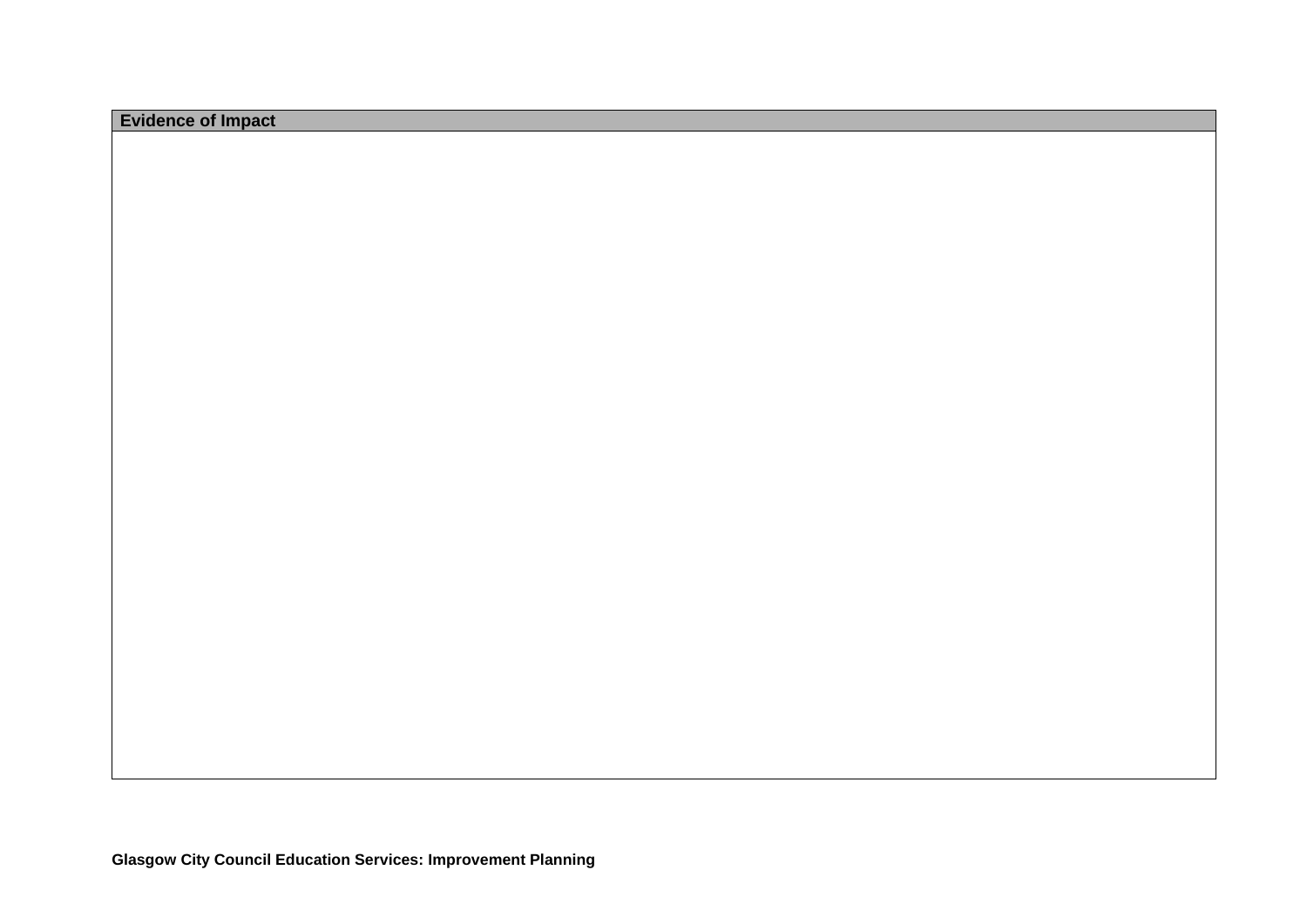| Evidence of Impact |
| --- |
| |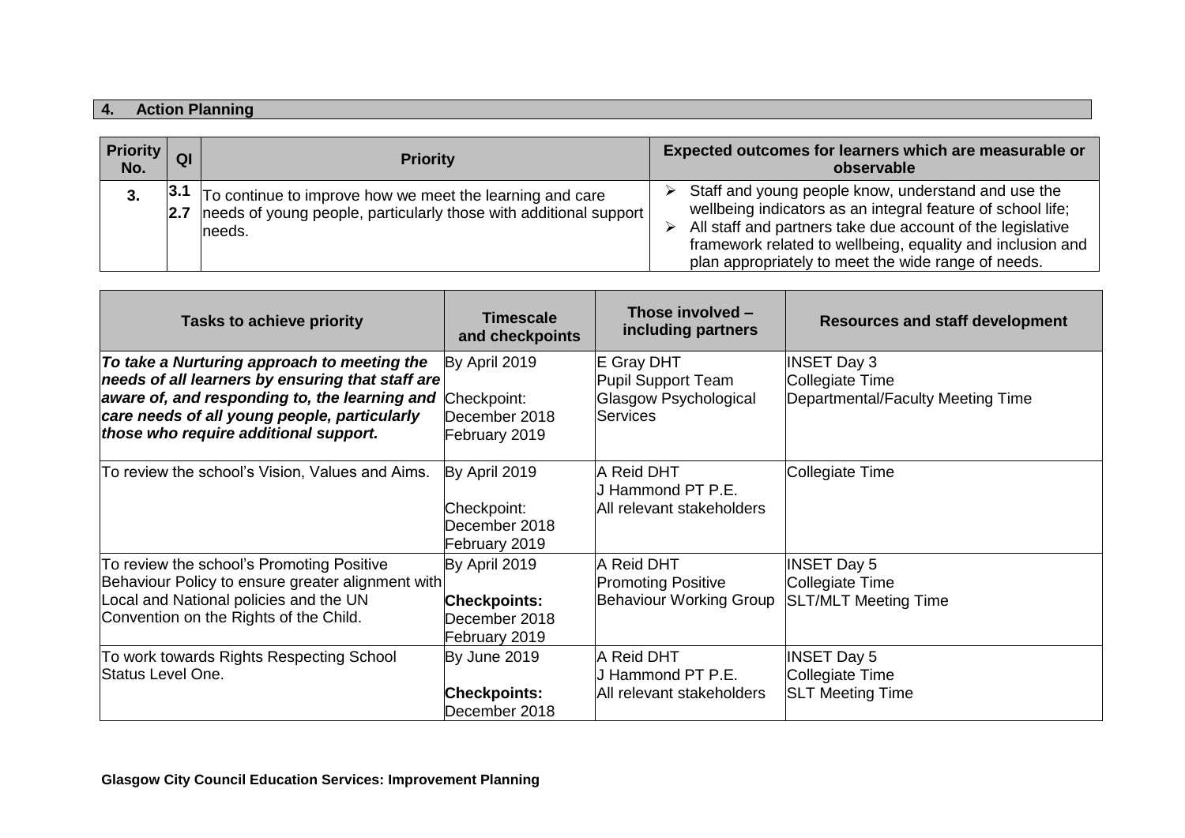## 4. Action Planning

| Priority No. | QI | Priority | Expected outcomes for learners which are measurable or observable |
|---|---|---|---|
| 3. | 3.1<br>2.7 | To continue to improve how we meet the learning and care needs of young people, particularly those with additional support needs. | ➢ Staff and young people know, understand and use the wellbeing indicators as an integral feature of school life;<br>➢ All staff and partners take due account of the legislative framework related to wellbeing, equality and inclusion and plan appropriately to meet the wide range of needs. |

| Tasks to achieve priority | Timescale and checkpoints | Those involved – including partners | Resources and staff development |
|---|---|---|---|
| ***To take a Nurturing approach to meeting the needs of all learners by ensuring that staff are aware of, and responding to, the learning and care needs of all young people, particularly those who require additional support.*** | By April 2019<br><br>Checkpoint:<br>December 2018<br>February 2019 | E Gray DHT<br>Pupil Support Team<br>Glasgow Psychological Services | INSET Day 3<br>Collegiate Time<br>Departmental/Faculty Meeting Time |
| To review the school's Vision, Values and Aims. | By April 2019<br><br>Checkpoint:<br>December 2018<br>February 2019 | A Reid DHT<br>J Hammond PT P.E.<br>All relevant stakeholders | Collegiate Time |
| To review the school's Promoting Positive Behaviour Policy to ensure greater alignment with Local and National policies and the UN Convention on the Rights of the Child. | By April 2019<br><br>**Checkpoints:**<br>December 2018<br>February 2019 | A Reid DHT<br>Promoting Positive Behaviour Working Group | INSET Day 5<br>Collegiate Time<br>SLT/MLT Meeting Time |
| To work towards Rights Respecting School Status Level One. | By June 2019<br><br>**Checkpoints:**<br>December 2018 | A Reid DHT<br>J Hammond PT P.E.<br>All relevant stakeholders | INSET Day 5<br>Collegiate Time<br>SLT Meeting Time |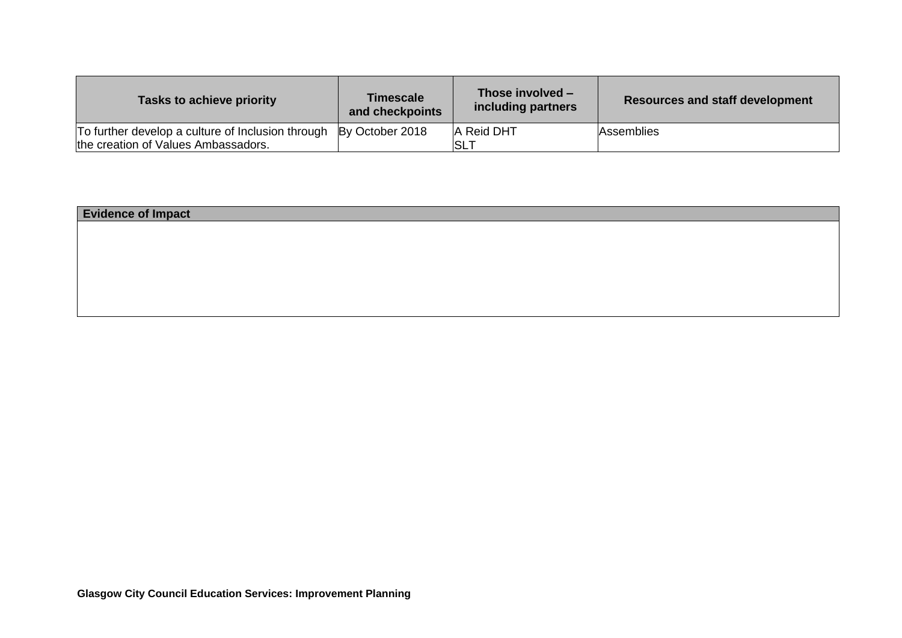| Tasks to achieve priority | Timescale and checkpoints | Those involved – including partners | Resources and staff development |
|---|---|---|---|
| To further develop a culture of Inclusion through the creation of Values Ambassadors. | By October 2018 | A Reid DHT<br>SLT | Assemblies |

| Evidence of Impact |
|---|
| |

**Glasgow City Council Education Services: Improvement Planning**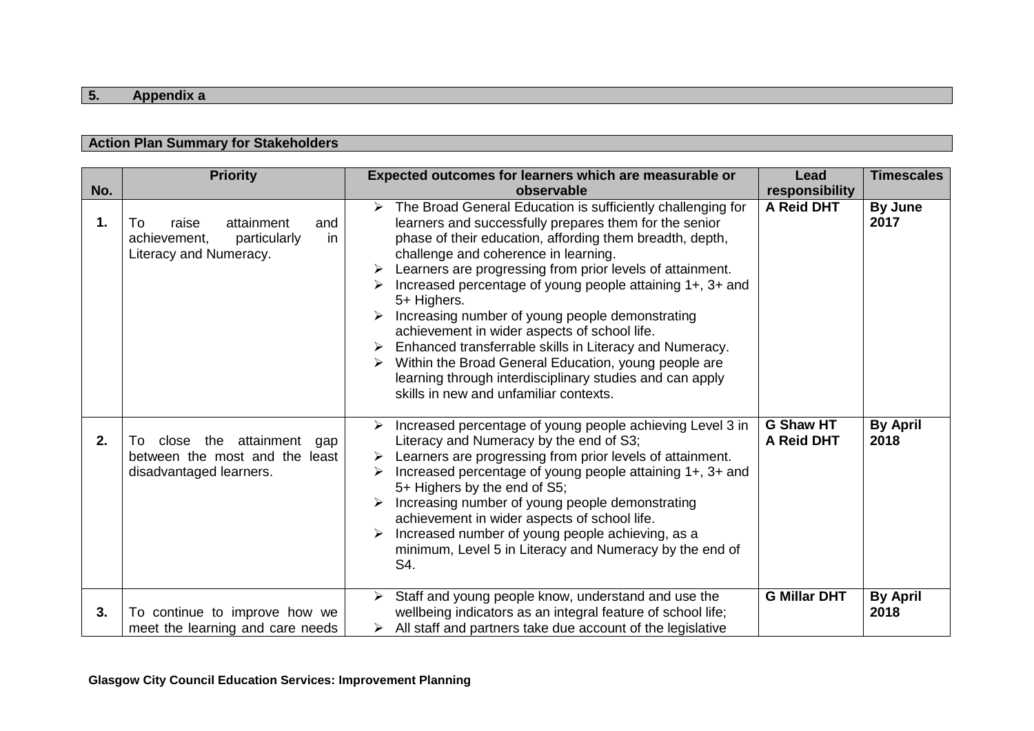## 5. Appendix a

### Action Plan Summary for Stakeholders

| No. | Priority | Expected outcomes for learners which are measurable or observable | Lead responsibility | Timescales |
|---|---|---|---|---|
| **1.** | To raise attainment and achievement, particularly in Literacy and Numeracy. | ➢ The Broad General Education is sufficiently challenging for learners and successfully prepares them for the senior phase of their education, affording them breadth, depth, challenge and coherence in learning.<br>➢ Learners are progressing from prior levels of attainment.<br>➢ Increased percentage of young people attaining 1+, 3+ and 5+ Highers.<br>➢ Increasing number of young people demonstrating achievement in wider aspects of school life.<br>➢ Enhanced transferrable skills in Literacy and Numeracy.<br>➢ Within the Broad General Education, young people are learning through interdisciplinary studies and can apply skills in new and unfamiliar contexts. | **A Reid DHT** | **By June 2017** |
| **2.** | To close the attainment gap between the most and the least disadvantaged learners. | ➢ Increased percentage of young people achieving Level 3 in Literacy and Numeracy by the end of S3;<br>➢ Learners are progressing from prior levels of attainment.<br>➢ Increased percentage of young people attaining 1+, 3+ and 5+ Highers by the end of S5;<br>➢ Increasing number of young people demonstrating achievement in wider aspects of school life.<br>➢ Increased number of young people achieving, as a minimum, Level 5 in Literacy and Numeracy by the end of S4. | **G Shaw HT**<br>**A Reid DHT** | **By April 2018** |
| **3.** | To continue to improve how we meet the learning and care needs | ➢ Staff and young people know, understand and use the wellbeing indicators as an integral feature of school life;<br>➢ All staff and partners take due account of the legislative | **G Millar DHT** | **By April 2018** |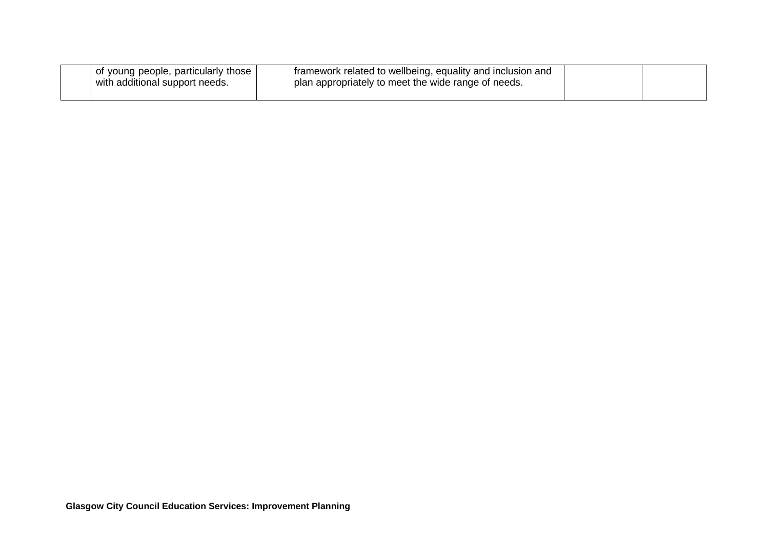| | | | | |
|---|---|---|---|---|
| | of young people, particularly those with additional support needs. | framework related to wellbeing, equality and inclusion and plan appropriately to meet the wide range of needs. | | |